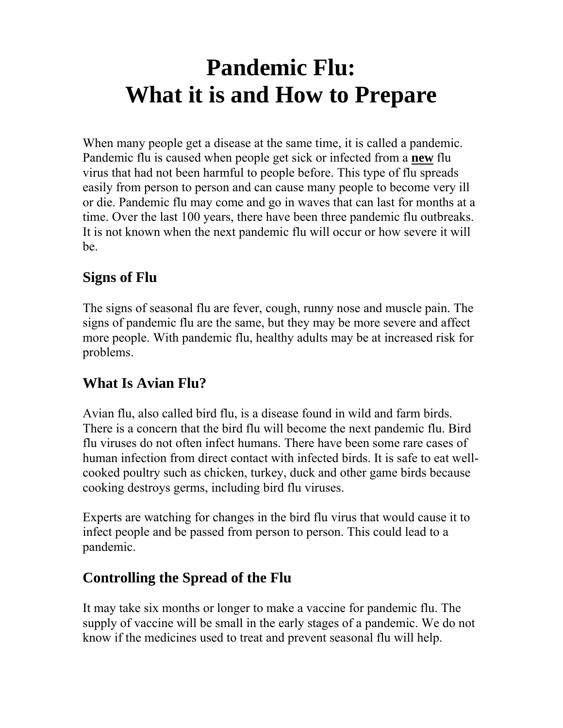# Pandemic Flu: What it is and How to Prepare

When many people get a disease at the same time, it is called a pandemic. Pandemic flu is caused when people get sick or infected from a **new** flu virus that had not been harmful to people before. This type of flu spreads easily from person to person and can cause many people to become very ill or die. Pandemic flu may come and go in waves that can last for months at a time. Over the last 100 years, there have been three pandemic flu outbreaks. It is not known when the next pandemic flu will occur or how severe it will be.

## Signs of Flu

The signs of seasonal flu are fever, cough, runny nose and muscle pain. The signs of pandemic flu are the same, but they may be more severe and affect more people. With pandemic flu, healthy adults may be at increased risk for problems.

## What Is Avian Flu?

Avian flu, also called bird flu, is a disease found in wild and farm birds. There is a concern that the bird flu will become the next pandemic flu. Bird flu viruses do not often infect humans. There have been some rare cases of human infection from direct contact with infected birds. It is safe to eat well-cooked poultry such as chicken, turkey, duck and other game birds because cooking destroys germs, including bird flu viruses.

Experts are watching for changes in the bird flu virus that would cause it to infect people and be passed from person to person. This could lead to a pandemic.

## Controlling the Spread of the Flu

It may take six months or longer to make a vaccine for pandemic flu. The supply of vaccine will be small in the early stages of a pandemic. We do not know if the medicines used to treat and prevent seasonal flu will help.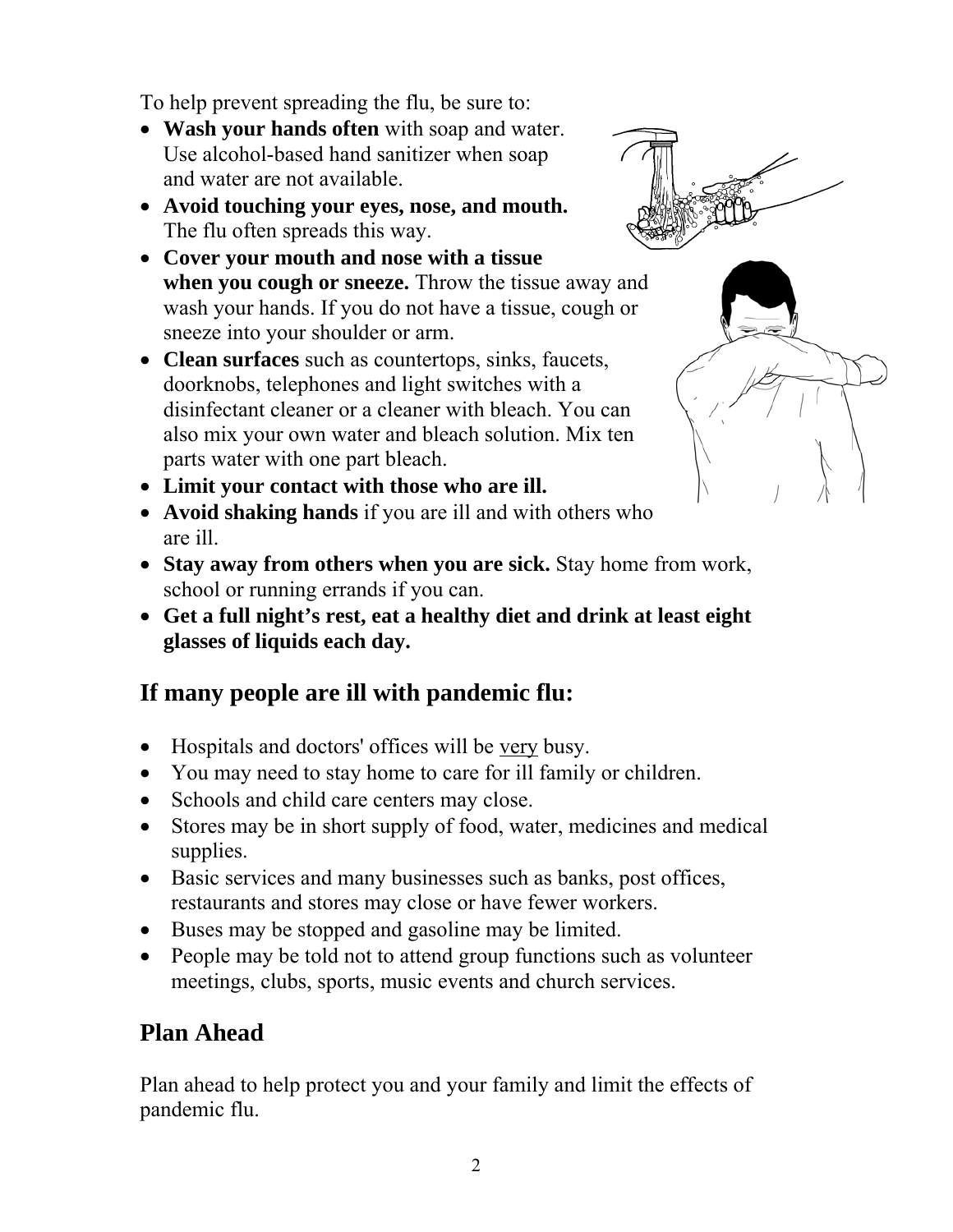To help prevent spreading the flu, be sure to:

- **Wash your hands often** with soap and water. Use alcohol-based hand sanitizer when soap and water are not available.
- **Avoid touching your eyes, nose, and mouth.** The flu often spreads this way.
- **Cover your mouth and nose with a tissue when you cough or sneeze.** Throw the tissue away and wash your hands. If you do not have a tissue, cough or sneeze into your shoulder or arm.
- **Clean surfaces** such as countertops, sinks, faucets, doorknobs, telephones and light switches with a disinfectant cleaner or a cleaner with bleach. You can also mix your own water and bleach solution. Mix ten parts water with one part bleach.
- **Limit your contact with those who are ill.**
- **Avoid shaking hands** if you are ill and with others who are ill.
- **Stay away from others when you are sick.** Stay home from work, school or running errands if you can.
- **Get a full night's rest, eat a healthy diet and drink at least eight glasses of liquids each day.**

## If many people are ill with pandemic flu:

- Hospitals and doctors' offices will be very busy.
- You may need to stay home to care for ill family or children.
- Schools and child care centers may close.
- Stores may be in short supply of food, water, medicines and medical supplies.
- Basic services and many businesses such as banks, post offices, restaurants and stores may close or have fewer workers.
- Buses may be stopped and gasoline may be limited.
- People may be told not to attend group functions such as volunteer meetings, clubs, sports, music events and church services.

## Plan Ahead

Plan ahead to help protect you and your family and limit the effects of pandemic flu.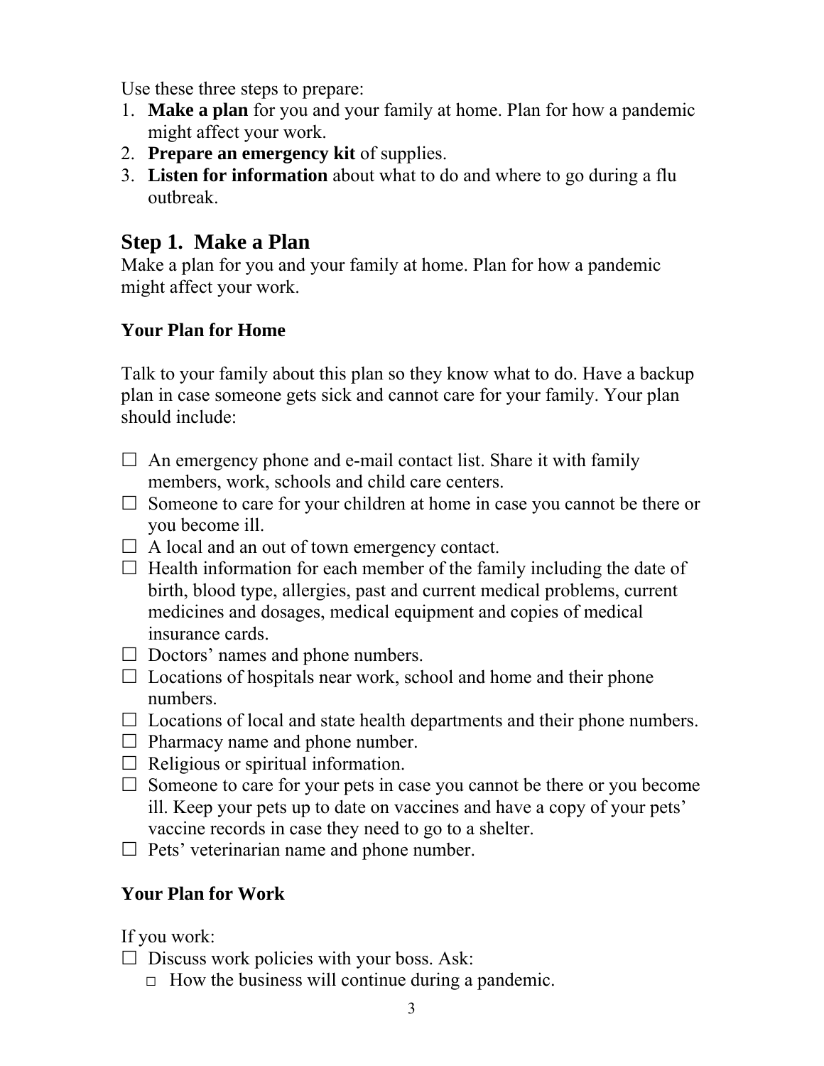Use these three steps to prepare:

1. **Make a plan** for you and your family at home. Plan for how a pandemic might affect your work.
2. **Prepare an emergency kit** of supplies.
3. **Listen for information** about what to do and where to go during a flu outbreak.

## Step 1. Make a Plan

Make a plan for you and your family at home. Plan for how a pandemic might affect your work.

### Your Plan for Home

Talk to your family about this plan so they know what to do. Have a backup plan in case someone gets sick and cannot care for your family. Your plan should include:

- ☐ An emergency phone and e-mail contact list. Share it with family members, work, schools and child care centers.
- ☐ Someone to care for your children at home in case you cannot be there or you become ill.
- ☐ A local and an out of town emergency contact.
- ☐ Health information for each member of the family including the date of birth, blood type, allergies, past and current medical problems, current medicines and dosages, medical equipment and copies of medical insurance cards.
- ☐ Doctors' names and phone numbers.
- ☐ Locations of hospitals near work, school and home and their phone numbers.
- ☐ Locations of local and state health departments and their phone numbers.
- ☐ Pharmacy name and phone number.
- ☐ Religious or spiritual information.
- ☐ Someone to care for your pets in case you cannot be there or you become ill. Keep your pets up to date on vaccines and have a copy of your pets' vaccine records in case they need to go to a shelter.
- ☐ Pets' veterinarian name and phone number.

### Your Plan for Work

If you work:

- ☐ Discuss work policies with your boss. Ask:
  - ☐ How the business will continue during a pandemic.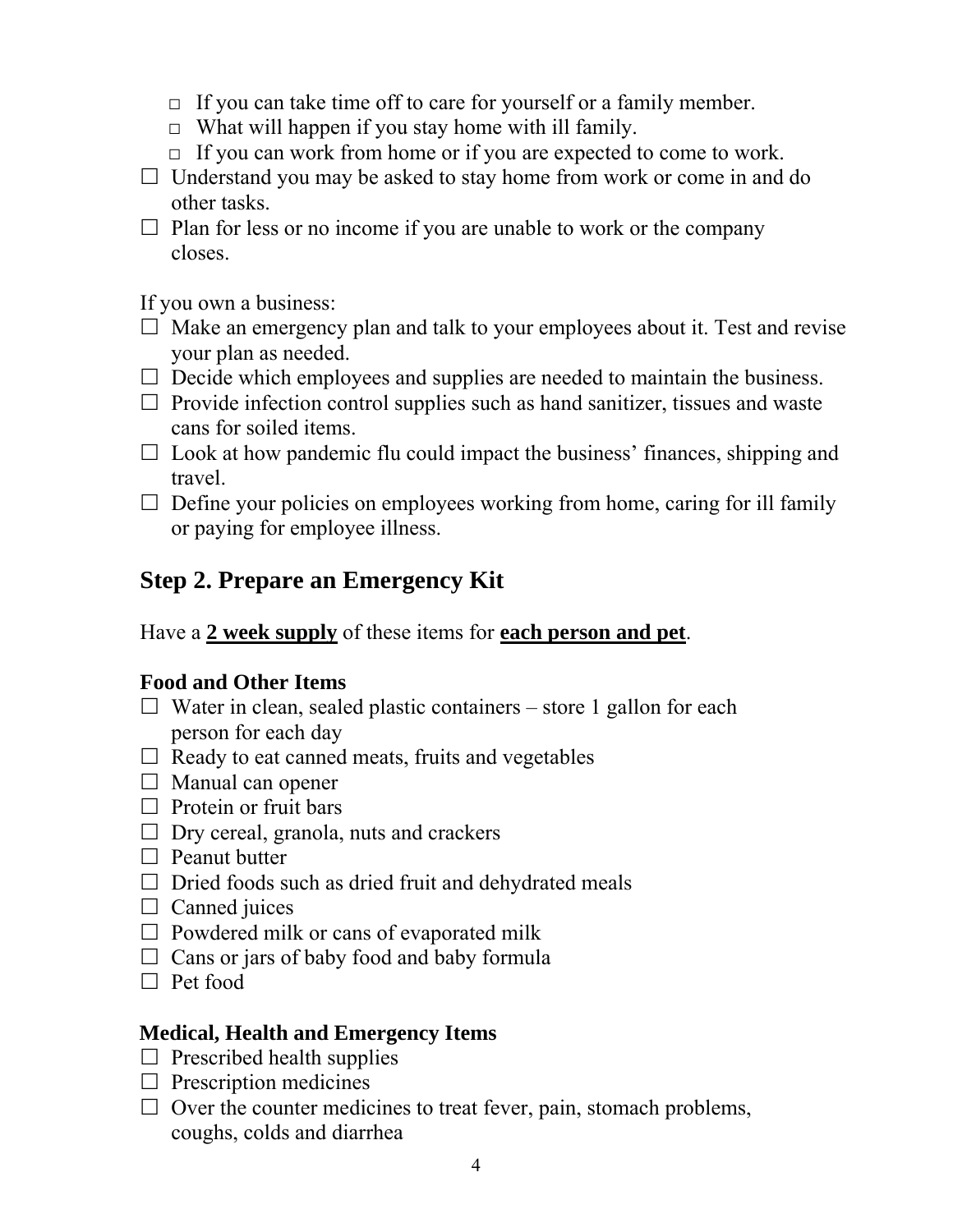- □ If you can take time off to care for yourself or a family member.
  - □ What will happen if you stay home with ill family.
  - □ If you can work from home or if you are expected to come to work.
- □ Understand you may be asked to stay home from work or come in and do other tasks.
- □ Plan for less or no income if you are unable to work or the company closes.

If you own a business:

- □ Make an emergency plan and talk to your employees about it. Test and revise your plan as needed.
- □ Decide which employees and supplies are needed to maintain the business.
- □ Provide infection control supplies such as hand sanitizer, tissues and waste cans for soiled items.
- □ Look at how pandemic flu could impact the business' finances, shipping and travel.
- □ Define your policies on employees working from home, caring for ill family or paying for employee illness.

## Step 2. Prepare an Emergency Kit

Have a **2 week supply** of these items for **each person and pet**.

**Food and Other Items**

- □ Water in clean, sealed plastic containers – store 1 gallon for each person for each day
- □ Ready to eat canned meats, fruits and vegetables
- □ Manual can opener
- □ Protein or fruit bars
- □ Dry cereal, granola, nuts and crackers
- □ Peanut butter
- □ Dried foods such as dried fruit and dehydrated meals
- □ Canned juices
- □ Powdered milk or cans of evaporated milk
- □ Cans or jars of baby food and baby formula
- □ Pet food

**Medical, Health and Emergency Items**

- □ Prescribed health supplies
- □ Prescription medicines
- □ Over the counter medicines to treat fever, pain, stomach problems, coughs, colds and diarrhea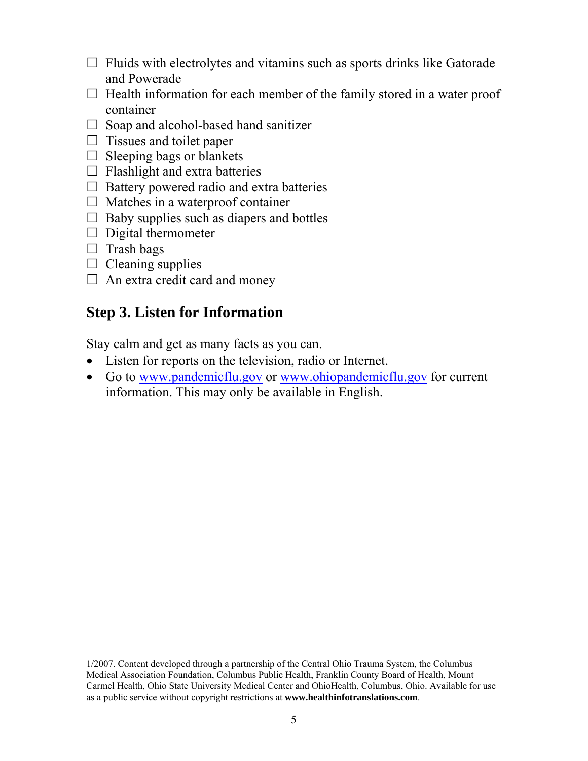- ☐ Fluids with electrolytes and vitamins such as sports drinks like Gatorade and Powerade
- ☐ Health information for each member of the family stored in a water proof container
- ☐ Soap and alcohol-based hand sanitizer
- ☐ Tissues and toilet paper
- ☐ Sleeping bags or blankets
- ☐ Flashlight and extra batteries
- ☐ Battery powered radio and extra batteries
- ☐ Matches in a waterproof container
- ☐ Baby supplies such as diapers and bottles
- ☐ Digital thermometer
- ☐ Trash bags
- ☐ Cleaning supplies
- ☐ An extra credit card and money

## Step 3. Listen for Information

Stay calm and get as many facts as you can.

- Listen for reports on the television, radio or Internet.
- Go to www.pandemicflu.gov or www.ohiopandemicflu.gov for current information. This may only be available in English.

1/2007. Content developed through a partnership of the Central Ohio Trauma System, the Columbus Medical Association Foundation, Columbus Public Health, Franklin County Board of Health, Mount Carmel Health, Ohio State University Medical Center and OhioHealth, Columbus, Ohio. Available for use as a public service without copyright restrictions at **www.healthinfotranslations.com**.